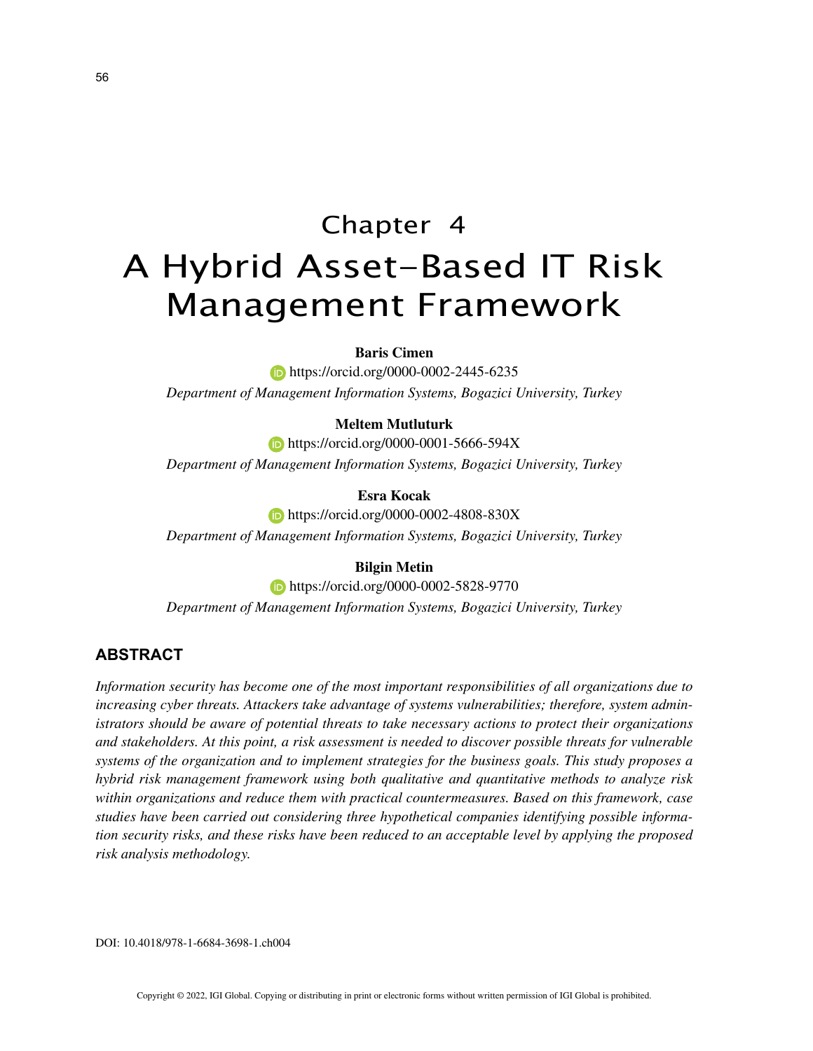Chapter 4

# A Hybrid Asset-Based IT Risk Management Framework

**Baris Cimen**

https://orcid.org/0000-0002-2445-6235

*Department of Management Information Systems, Bogazici University, Turkey*

**Meltem Mutluturk**

https://orcid.org/0000-0001-5666-594X

*Department of Management Information Systems, Bogazici University, Turkey*

**Esra Kocak**

https://orcid.org/0000-0002-4808-830X

*Department of Management Information Systems, Bogazici University, Turkey*

**Bilgin Metin**

https://orcid.org/0000-0002-5828-9770

*Department of Management Information Systems, Bogazici University, Turkey*

## ABSTRACT

*Information security has become one of the most important responsibilities of all organizations due to increasing cyber threats. Attackers take advantage of systems vulnerabilities; therefore, system administrators should be aware of potential threats to take necessary actions to protect their organizations and stakeholders. At this point, a risk assessment is needed to discover possible threats for vulnerable systems of the organization and to implement strategies for the business goals. This study proposes a hybrid risk management framework using both qualitative and quantitative methods to analyze risk within organizations and reduce them with practical countermeasures. Based on this framework, case studies have been carried out considering three hypothetical companies identifying possible information security risks, and these risks have been reduced to an acceptable level by applying the proposed risk analysis methodology.*

DOI: 10.4018/978-1-6684-3698-1.ch004

Copyright © 2022, IGI Global. Copying or distributing in print or electronic forms without written permission of IGI Global is prohibited.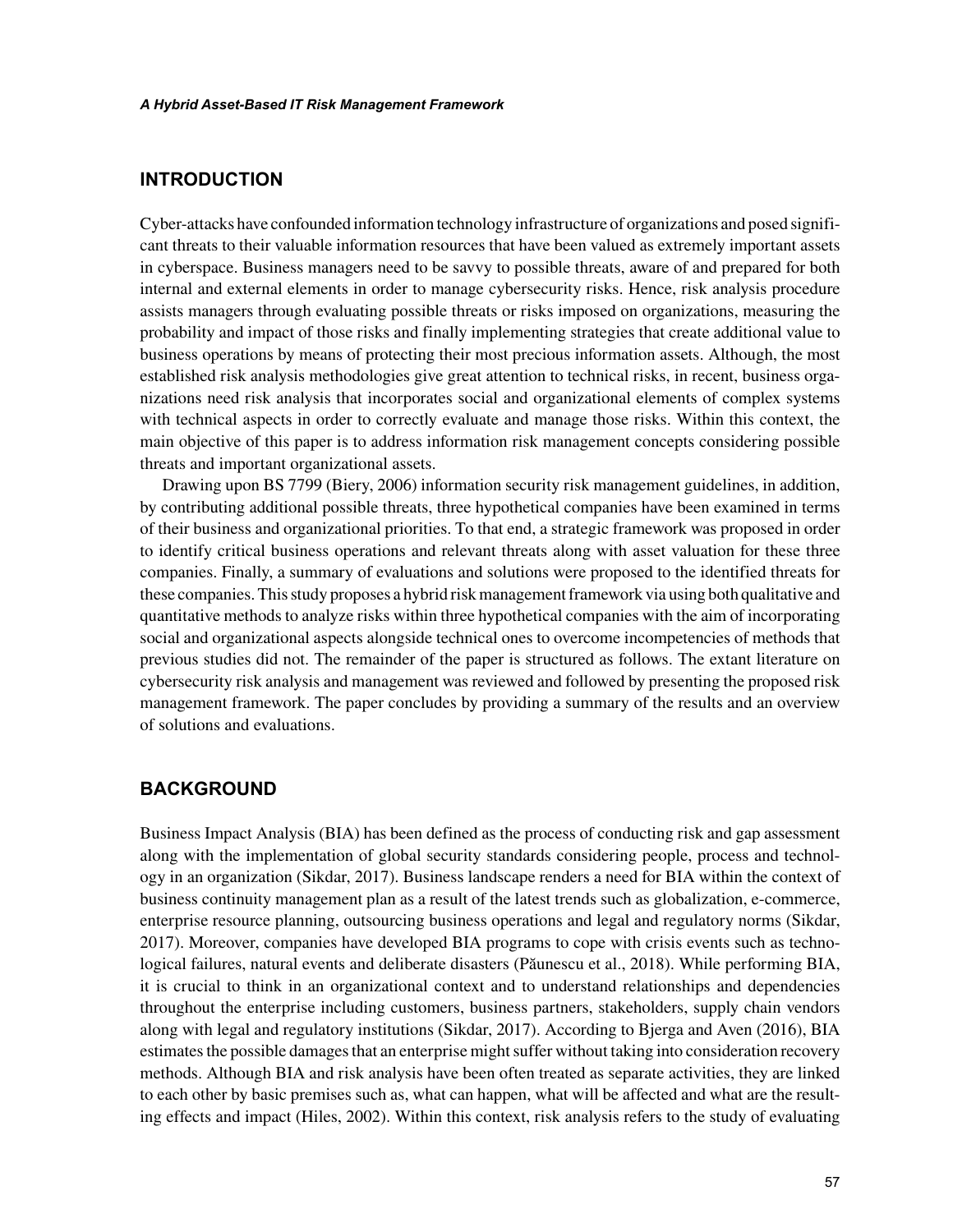## INTRODUCTION

Cyber-attacks have confounded information technology infrastructure of organizations and posed significant threats to their valuable information resources that have been valued as extremely important assets in cyberspace. Business managers need to be savvy to possible threats, aware of and prepared for both internal and external elements in order to manage cybersecurity risks. Hence, risk analysis procedure assists managers through evaluating possible threats or risks imposed on organizations, measuring the probability and impact of those risks and finally implementing strategies that create additional value to business operations by means of protecting their most precious information assets. Although, the most established risk analysis methodologies give great attention to technical risks, in recent, business organizations need risk analysis that incorporates social and organizational elements of complex systems with technical aspects in order to correctly evaluate and manage those risks. Within this context, the main objective of this paper is to address information risk management concepts considering possible threats and important organizational assets.

Drawing upon BS 7799 (Biery, 2006) information security risk management guidelines, in addition, by contributing additional possible threats, three hypothetical companies have been examined in terms of their business and organizational priorities. To that end, a strategic framework was proposed in order to identify critical business operations and relevant threats along with asset valuation for these three companies. Finally, a summary of evaluations and solutions were proposed to the identified threats for these companies. This study proposes a hybrid risk management framework via using both qualitative and quantitative methods to analyze risks within three hypothetical companies with the aim of incorporating social and organizational aspects alongside technical ones to overcome incompetencies of methods that previous studies did not. The remainder of the paper is structured as follows. The extant literature on cybersecurity risk analysis and management was reviewed and followed by presenting the proposed risk management framework. The paper concludes by providing a summary of the results and an overview of solutions and evaluations.

## BACKGROUND

Business Impact Analysis (BIA) has been defined as the process of conducting risk and gap assessment along with the implementation of global security standards considering people, process and technology in an organization (Sikdar, 2017). Business landscape renders a need for BIA within the context of business continuity management plan as a result of the latest trends such as globalization, e-commerce, enterprise resource planning, outsourcing business operations and legal and regulatory norms (Sikdar, 2017). Moreover, companies have developed BIA programs to cope with crisis events such as technological failures, natural events and deliberate disasters (Păunescu et al., 2018). While performing BIA, it is crucial to think in an organizational context and to understand relationships and dependencies throughout the enterprise including customers, business partners, stakeholders, supply chain vendors along with legal and regulatory institutions (Sikdar, 2017). According to Bjerga and Aven (2016), BIA estimates the possible damages that an enterprise might suffer without taking into consideration recovery methods. Although BIA and risk analysis have been often treated as separate activities, they are linked to each other by basic premises such as, what can happen, what will be affected and what are the resulting effects and impact (Hiles, 2002). Within this context, risk analysis refers to the study of evaluating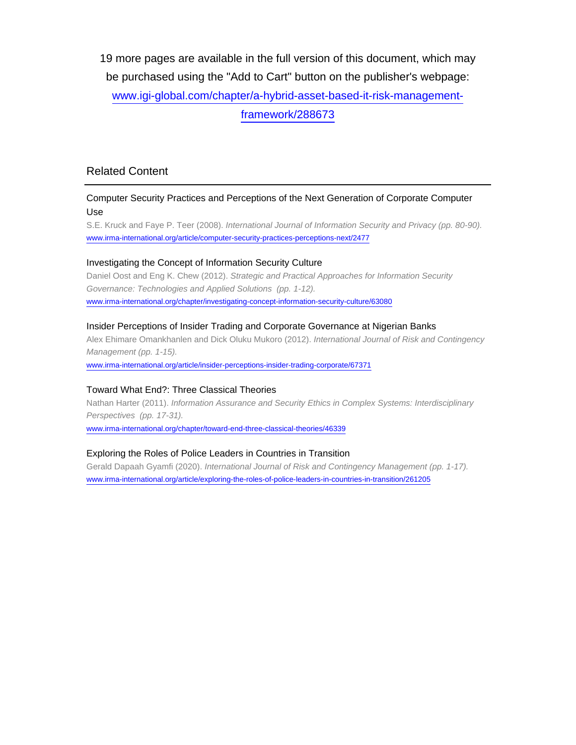19 more pages are available in the full version of this document, which may be purchased using the "Add to Cart" button on the publisher's webpage: [www.igi-global.com/chapter/a-hybrid-asset-based-it-risk-management-framework/288673](www.igi-global.com/chapter/a-hybrid-asset-based-it-risk-management-framework/288673)

## Related Content

### Computer Security Practices and Perceptions of the Next Generation of Corporate Computer Use

S.E. Kruck and Faye P. Teer (2008). *International Journal of Information Security and Privacy (pp. 80-90).*
[www.irma-international.org/article/computer-security-practices-perceptions-next/2477](www.irma-international.org/article/computer-security-practices-perceptions-next/2477)

### Investigating the Concept of Information Security Culture

Daniel Oost and Eng K. Chew (2012). *Strategic and Practical Approaches for Information Security Governance: Technologies and Applied Solutions (pp. 1-12).*
[www.irma-international.org/chapter/investigating-concept-information-security-culture/63080](www.irma-international.org/chapter/investigating-concept-information-security-culture/63080)

### Insider Perceptions of Insider Trading and Corporate Governance at Nigerian Banks

Alex Ehimare Omankhanlen and Dick Oluku Mukoro (2012). *International Journal of Risk and Contingency Management (pp. 1-15).*
[www.irma-international.org/article/insider-perceptions-insider-trading-corporate/67371](www.irma-international.org/article/insider-perceptions-insider-trading-corporate/67371)

### Toward What End?: Three Classical Theories

Nathan Harter (2011). *Information Assurance and Security Ethics in Complex Systems: Interdisciplinary Perspectives (pp. 17-31).*
[www.irma-international.org/chapter/toward-end-three-classical-theories/46339](www.irma-international.org/chapter/toward-end-three-classical-theories/46339)

### Exploring the Roles of Police Leaders in Countries in Transition

Gerald Dapaah Gyamfi (2020). *International Journal of Risk and Contingency Management (pp. 1-17).*
[www.irma-international.org/article/exploring-the-roles-of-police-leaders-in-countries-in-transition/261205](www.irma-international.org/article/exploring-the-roles-of-police-leaders-in-countries-in-transition/261205)